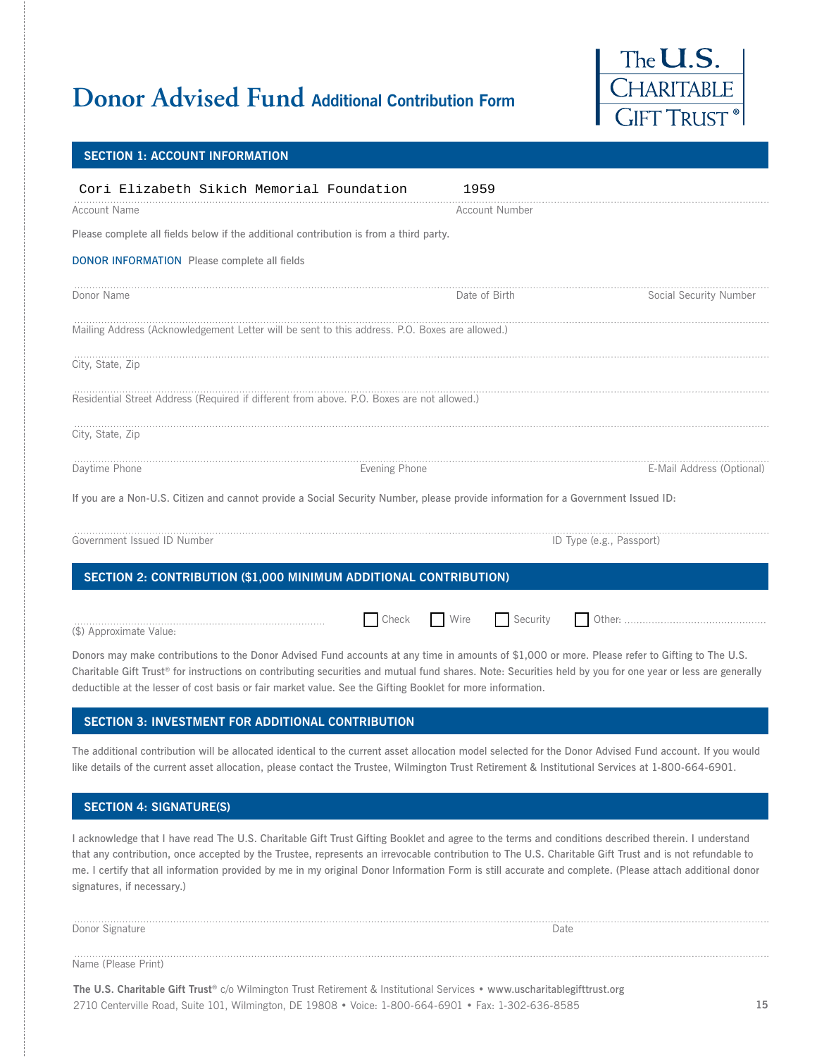# Donor Advised Fund Additional Contribution Form

The U.S. Charitable Gift Trust®

## SECTION 1: ACCOUNT INFORMATION

Cori Elizabeth Sikich Memorial Foundation — 1959

Account Name — Account Number

Please complete all fields below if the additional contribution is from a third party.

**DONOR INFORMATION** Please complete all fields

Donor Name — Date of Birth — Social Security Number

Mailing Address (Acknowledgement Letter will be sent to this address. P.O. Boxes are allowed.)

City, State, Zip

Residential Street Address (Required if different from above. P.O. Boxes are not allowed.)

City, State, Zip

Daytime Phone — Evening Phone — E-Mail Address (Optional)

If you are a Non-U.S. Citizen and cannot provide a Social Security Number, please provide information for a Government Issued ID:

Government Issued ID Number — ID Type (e.g., Passport)

## SECTION 2: CONTRIBUTION ($1,000 MINIMUM ADDITIONAL CONTRIBUTION)

($) Approximate Value: ..............................

☐ Check ☐ Wire ☐ Security ☐ Other: ..............................

Donors may make contributions to the Donor Advised Fund accounts at any time in amounts of $1,000 or more. Please refer to Gifting to The U.S. Charitable Gift Trust® for instructions on contributing securities and mutual fund shares. Note: Securities held by you for one year or less are generally deductible at the lesser of cost basis or fair market value. See the Gifting Booklet for more information.

## SECTION 3: INVESTMENT FOR ADDITIONAL CONTRIBUTION

The additional contribution will be allocated identical to the current asset allocation model selected for the Donor Advised Fund account. If you would like details of the current asset allocation, please contact the Trustee, Wilmington Trust Retirement & Institutional Services at 1-800-664-6901.

## SECTION 4: SIGNATURE(S)

I acknowledge that I have read The U.S. Charitable Gift Trust Gifting Booklet and agree to the terms and conditions described therein. I understand that any contribution, once accepted by the Trustee, represents an irrevocable contribution to The U.S. Charitable Gift Trust and is not refundable to me. I certify that all information provided by me in my original Donor Information Form is still accurate and complete. (Please attach additional donor signatures, if necessary.)

Donor Signature — Date

Name (Please Print)

**The U.S. Charitable Gift Trust**® c/o Wilmington Trust Retirement & Institutional Services • **www.uscharitablegifttrust.org**
2710 Centerville Road, Suite 101, Wilmington, DE 19808 • Voice: 1-800-664-6901 • Fax: 1-302-636-8585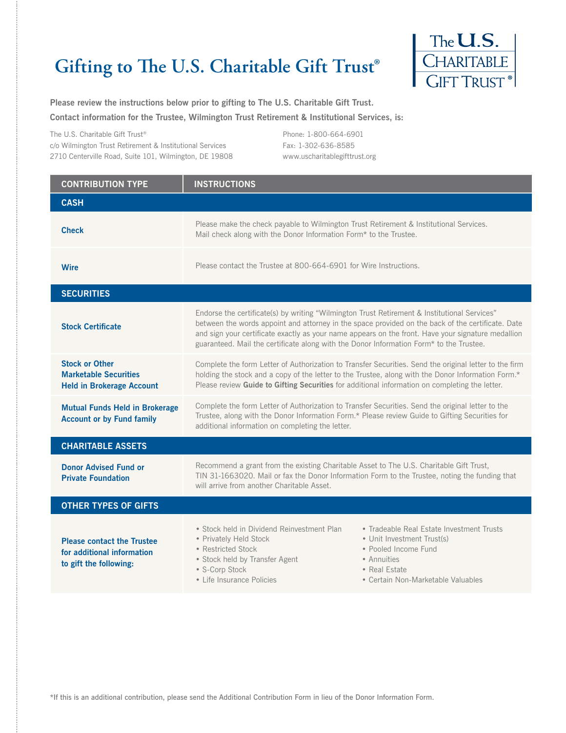# Gifting to The U.S. Charitable Gift Trust®

**Please review the instructions below prior to gifting to The U.S. Charitable Gift Trust.**

**Contact information for the Trustee, Wilmington Trust Retirement & Institutional Services, is:**

The U.S. Charitable Gift Trust®
c/o Wilmington Trust Retirement & Institutional Services
2710 Centerville Road, Suite 101, Wilmington, DE 19808

Phone: 1-800-664-6901
Fax: 1-302-636-8585
www.uscharitablegifttrust.org

| CONTRIBUTION TYPE | INSTRUCTIONS |
|---|---|
| **CASH** | |
| **Check** | Please make the check payable to Wilmington Trust Retirement & Institutional Services. Mail check along with the Donor Information Form* to the Trustee. |
| **Wire** | Please contact the Trustee at 800-664-6901 for Wire Instructions. |
| **SECURITIES** | |
| **Stock Certificate** | Endorse the certificate(s) by writing "Wilmington Trust Retirement & Institutional Services" between the words appoint and attorney in the space provided on the back of the certificate. Date and sign your certificate exactly as your name appears on the front. Have your signature medallion guaranteed. Mail the certificate along with the Donor Information Form* to the Trustee. |
| **Stock or Other Marketable Securities Held in Brokerage Account** | Complete the form Letter of Authorization to Transfer Securities. Send the original letter to the firm holding the stock and a copy of the letter to the Trustee, along with the Donor Information Form.* Please review **Guide to Gifting Securities** for additional information on completing the letter. |
| **Mutual Funds Held in Brokerage Account or by Fund family** | Complete the form Letter of Authorization to Transfer Securities. Send the original letter to the Trustee, along with the Donor Information Form.* Please review Guide to Gifting Securities for additional information on completing the letter. |
| **CHARITABLE ASSETS** | |
| **Donor Advised Fund or Private Foundation** | Recommend a grant from the existing Charitable Asset to The U.S. Charitable Gift Trust, TIN 31-1663020. Mail or fax the Donor Information Form to the Trustee, noting the funding that will arrive from another Charitable Asset. |
| **OTHER TYPES OF GIFTS** | |
| **Please contact the Trustee for additional information to gift the following:** | • Stock held in Dividend Reinvestment Plan<br>• Privately Held Stock<br>• Restricted Stock<br>• Stock held by Transfer Agent<br>• S-Corp Stock<br>• Life Insurance Policies<br>• Tradeable Real Estate Investment Trusts<br>• Unit Investment Trust(s)<br>• Pooled Income Fund<br>• Annuities<br>• Real Estate<br>• Certain Non-Marketable Valuables |

*If this is an additional contribution, please send the Additional Contribution Form in lieu of the Donor Information Form.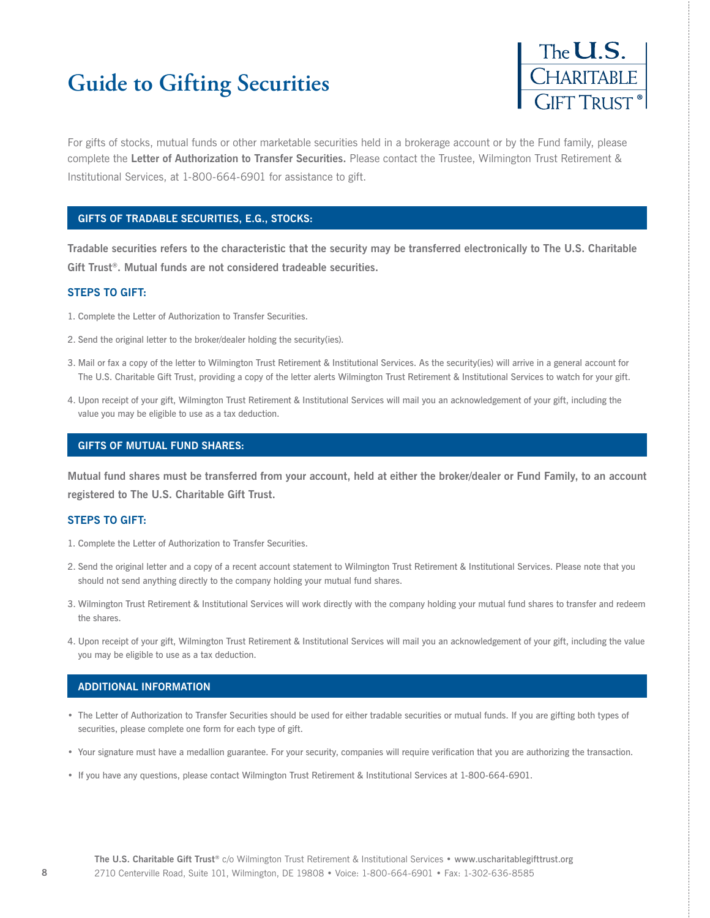# Guide to Gifting Securities

The U.S. Charitable Gift Trust®

For gifts of stocks, mutual funds or other marketable securities held in a brokerage account or by the Fund family, please complete the **Letter of Authorization to Transfer Securities.** Please contact the Trustee, Wilmington Trust Retirement & Institutional Services, at 1-800-664-6901 for assistance to gift.

## GIFTS OF TRADABLE SECURITIES, E.G., STOCKS:

**Tradable securities refers to the characteristic that the security may be transferred electronically to The U.S. Charitable Gift Trust®. Mutual funds are not considered tradeable securities.**

### STEPS TO GIFT:

1. Complete the Letter of Authorization to Transfer Securities.
2. Send the original letter to the broker/dealer holding the security(ies).
3. Mail or fax a copy of the letter to Wilmington Trust Retirement & Institutional Services. As the security(ies) will arrive in a general account for The U.S. Charitable Gift Trust, providing a copy of the letter alerts Wilmington Trust Retirement & Institutional Services to watch for your gift.
4. Upon receipt of your gift, Wilmington Trust Retirement & Institutional Services will mail you an acknowledgement of your gift, including the value you may be eligible to use as a tax deduction.

## GIFTS OF MUTUAL FUND SHARES:

**Mutual fund shares must be transferred from your account, held at either the broker/dealer or Fund Family, to an account registered to The U.S. Charitable Gift Trust.**

### STEPS TO GIFT:

1. Complete the Letter of Authorization to Transfer Securities.
2. Send the original letter and a copy of a recent account statement to Wilmington Trust Retirement & Institutional Services. Please note that you should not send anything directly to the company holding your mutual fund shares.
3. Wilmington Trust Retirement & Institutional Services will work directly with the company holding your mutual fund shares to transfer and redeem the shares.
4. Upon receipt of your gift, Wilmington Trust Retirement & Institutional Services will mail you an acknowledgement of your gift, including the value you may be eligible to use as a tax deduction.

## ADDITIONAL INFORMATION

- The Letter of Authorization to Transfer Securities should be used for either tradable securities or mutual funds. If you are gifting both types of securities, please complete one form for each type of gift.
- Your signature must have a medallion guarantee. For your security, companies will require verification that you are authorizing the transaction.
- If you have any questions, please contact Wilmington Trust Retirement & Institutional Services at 1-800-664-6901.

**The U.S. Charitable Gift Trust®** c/o Wilmington Trust Retirement & Institutional Services • www.uscharitablegifttrust.org
2710 Centerville Road, Suite 101, Wilmington, DE 19808 • Voice: 1-800-664-6901 • Fax: 1-302-636-8585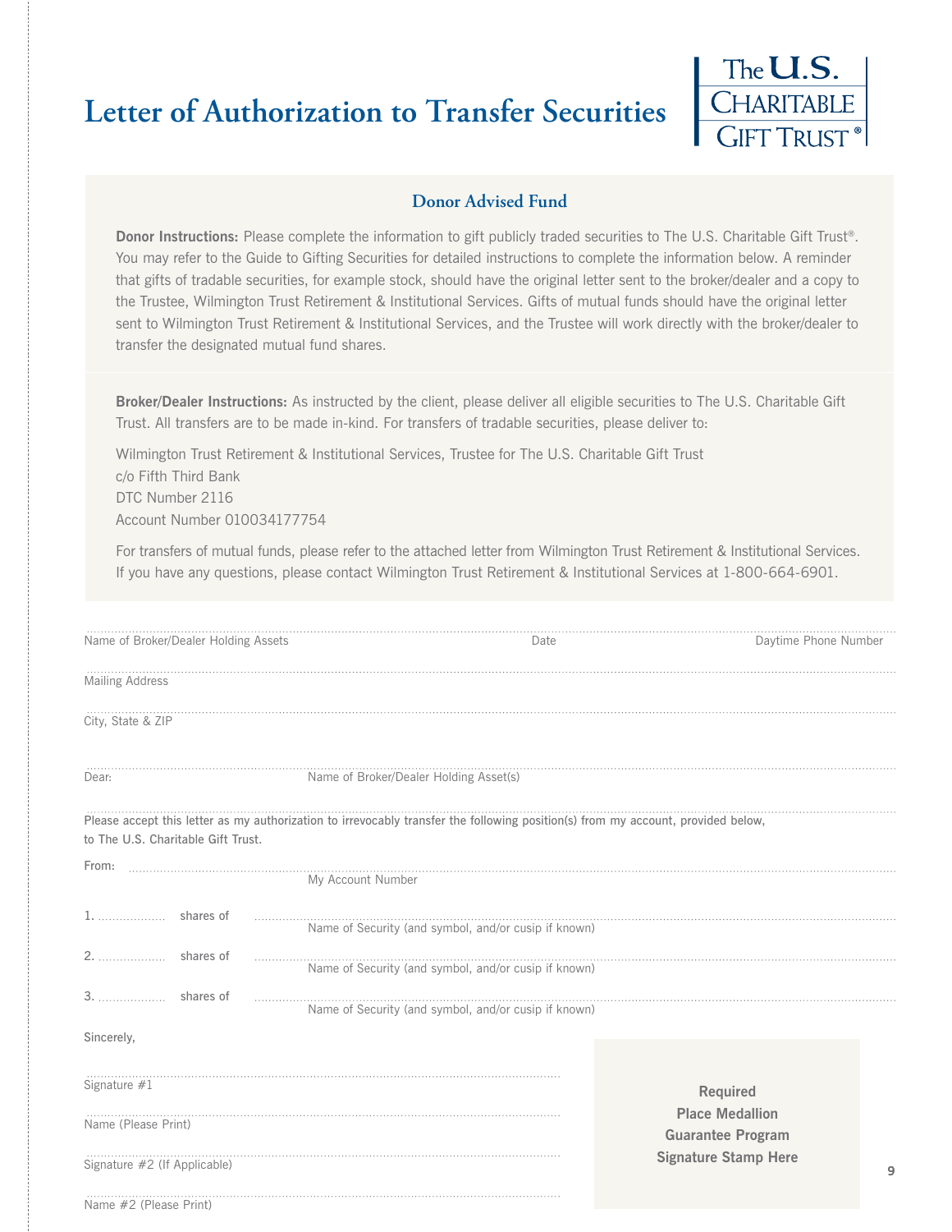# Letter of Authorization to Transfer Securities

The U.S. Charitable Gift Trust®

## Donor Advised Fund

**Donor Instructions:** Please complete the information to gift publicly traded securities to The U.S. Charitable Gift Trust®. You may refer to the Guide to Gifting Securities for detailed instructions to complete the information below. A reminder that gifts of tradable securities, for example stock, should have the original letter sent to the broker/dealer and a copy to the Trustee, Wilmington Trust Retirement & Institutional Services. Gifts of mutual funds should have the original letter sent to Wilmington Trust Retirement & Institutional Services, and the Trustee will work directly with the broker/dealer to transfer the designated mutual fund shares.

**Broker/Dealer Instructions:** As instructed by the client, please deliver all eligible securities to The U.S. Charitable Gift Trust. All transfers are to be made in-kind. For transfers of tradable securities, please deliver to:

Wilmington Trust Retirement & Institutional Services, Trustee for The U.S. Charitable Gift Trust
c/o Fifth Third Bank
DTC Number 2116
Account Number 010034177754

For transfers of mutual funds, please refer to the attached letter from Wilmington Trust Retirement & Institutional Services. If you have any questions, please contact Wilmington Trust Retirement & Institutional Services at 1-800-664-6901.

............................................................
Name of Broker/Dealer Holding Assets | Date | Daytime Phone Number

............................................................
Mailing Address

............................................................
City, State & ZIP

............................................................
Dear: Name of Broker/Dealer Holding Asset(s)

............................................................
Please accept this letter as my authorization to irrevocably transfer the following position(s) from my account, provided below, to The U.S. Charitable Gift Trust.

From: ............................................................
My Account Number

1. .................. shares of ............................................................
Name of Security (and symbol, and/or cusip if known)

2. .................. shares of ............................................................
Name of Security (and symbol, and/or cusip if known)

3. .................. shares of ............................................................
Name of Security (and symbol, and/or cusip if known)

Sincerely,

............................................................
Signature #1

............................................................
Name (Please Print)

............................................................
Signature #2 (If Applicable)

............................................................
Name #2 (Please Print)

**Required Place Medallion Guarantee Program Signature Stamp Here**